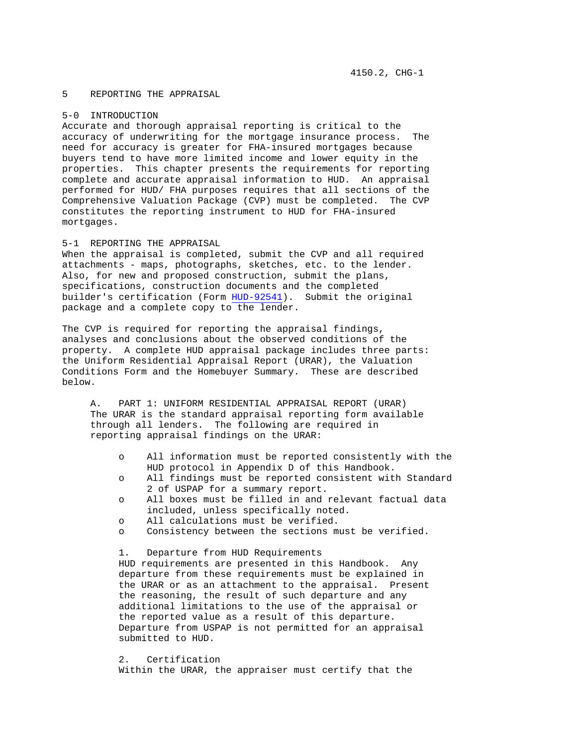# 5 REPORTING THE APPRAISAL

## 5-0 INTRODUCTION

Accurate and thorough appraisal reporting is critical to the accuracy of underwriting for the mortgage insurance process. The need for accuracy is greater for FHA-insured mortgages because buyers tend to have more limited income and lower equity in the properties. This chapter presents the requirements for reporting complete and accurate appraisal information to HUD. An appraisal performed for HUD/ FHA purposes requires that all sections of the Comprehensive Valuation Package (CVP) must be completed. The CVP constitutes the reporting instrument to HUD for FHA-insured mortgages.

## 5-1 REPORTING THE APPRAISAL

When the appraisal is completed, submit the CVP and all required attachments - maps, photographs, sketches, etc. to the lender. Also, for new and proposed construction, submit the plans, specifications, construction documents and the completed builder's certification (Form HUD-92541). Submit the original package and a complete copy to the lender.

The CVP is required for reporting the appraisal findings, analyses and conclusions about the observed conditions of the property. A complete HUD appraisal package includes three parts: the Uniform Residential Appraisal Report (URAR), the Valuation Conditions Form and the Homebuyer Summary. These are described below.

### A. PART 1: UNIFORM RESIDENTIAL APPRAISAL REPORT (URAR)

The URAR is the standard appraisal reporting form available through all lenders. The following are required in reporting appraisal findings on the URAR:

- All information must be reported consistently with the HUD protocol in Appendix D of this Handbook.
- All findings must be reported consistent with Standard 2 of USPAP for a summary report.
- All boxes must be filled in and relevant factual data included, unless specifically noted.
- All calculations must be verified.
- Consistency between the sections must be verified.

#### 1. Departure from HUD Requirements

HUD requirements are presented in this Handbook. Any departure from these requirements must be explained in the URAR or as an attachment to the appraisal. Present the reasoning, the result of such departure and any additional limitations to the use of the appraisal or the reported value as a result of this departure. Departure from USPAP is not permitted for an appraisal submitted to HUD.

#### 2. Certification

Within the URAR, the appraiser must certify that the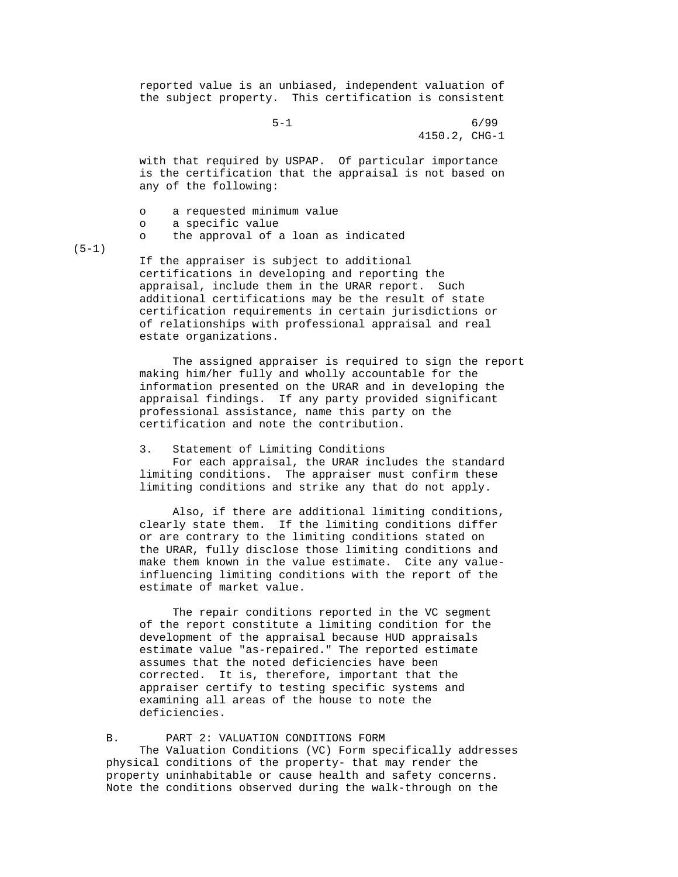reported value is an unbiased, independent valuation of the subject property. This certification is consistent

with that required by USPAP. Of particular importance is the certification that the appraisal is not based on any of the following:

- a requested minimum value
- a specific value
- the approval of a loan as indicated

(5-1)

If the appraiser is subject to additional certifications in developing and reporting the appraisal, include them in the URAR report. Such additional certifications may be the result of state certification requirements in certain jurisdictions or of relationships with professional appraisal and real estate organizations.

The assigned appraiser is required to sign the report making him/her fully and wholly accountable for the information presented on the URAR and in developing the appraisal findings. If any party provided significant professional assistance, name this party on the certification and note the contribution.

3. Statement of Limiting Conditions

For each appraisal, the URAR includes the standard limiting conditions. The appraiser must confirm these limiting conditions and strike any that do not apply.

Also, if there are additional limiting conditions, clearly state them. If the limiting conditions differ or are contrary to the limiting conditions stated on the URAR, fully disclose those limiting conditions and make them known in the value estimate. Cite any value-influencing limiting conditions with the report of the estimate of market value.

The repair conditions reported in the VC segment of the report constitute a limiting condition for the development of the appraisal because HUD appraisals estimate value "as-repaired." The reported estimate assumes that the noted deficiencies have been corrected. It is, therefore, important that the appraiser certify to testing specific systems and examining all areas of the house to note the deficiencies.

## B. PART 2: VALUATION CONDITIONS FORM

The Valuation Conditions (VC) Form specifically addresses physical conditions of the property- that may render the property uninhabitable or cause health and safety concerns. Note the conditions observed during the walk-through on the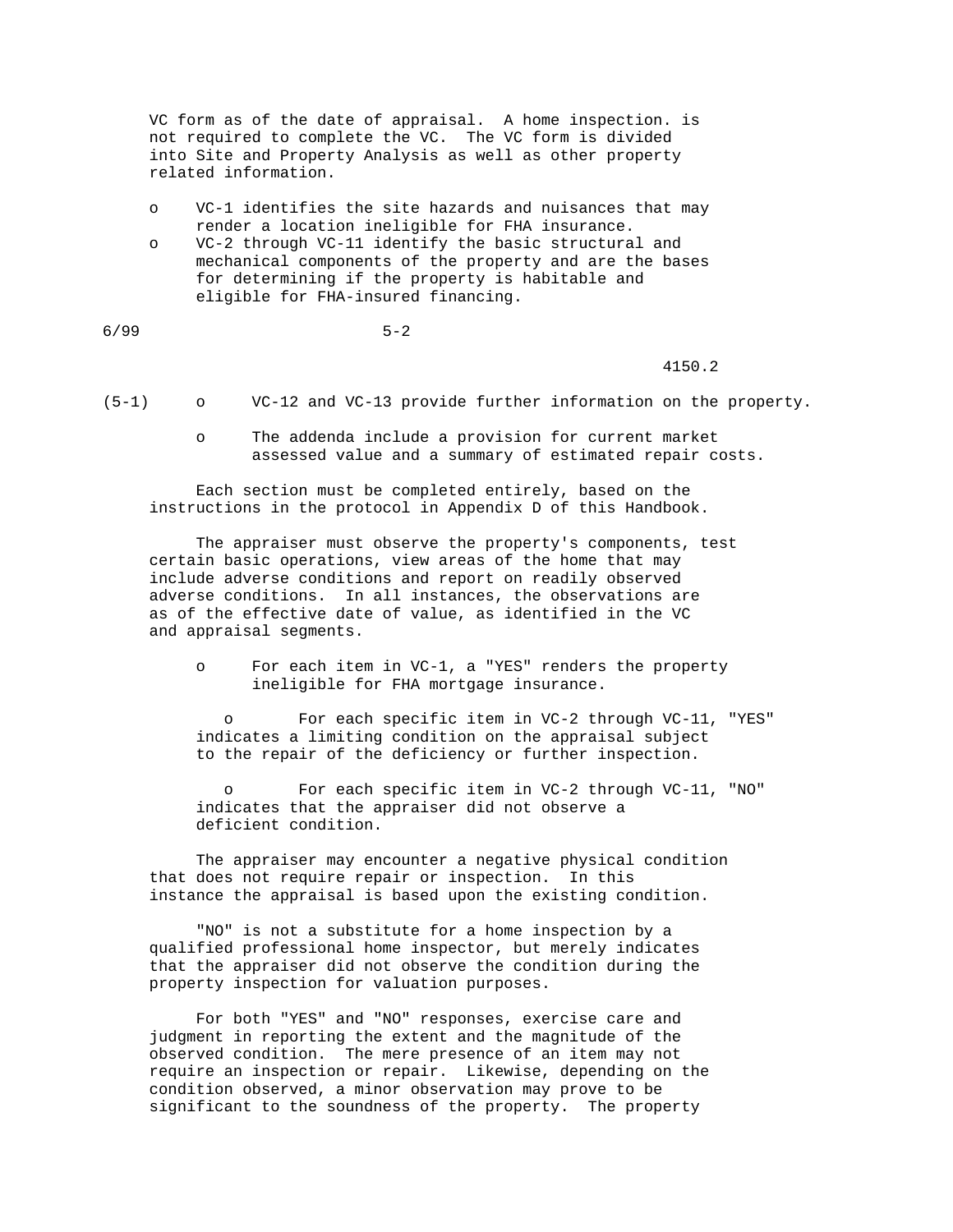VC form as of the date of appraisal. A home inspection. is not required to complete the VC. The VC form is divided into Site and Property Analysis as well as other property related information.

- VC-1 identifies the site hazards and nuisances that may render a location ineligible for FHA insurance.
- VC-2 through VC-11 identify the basic structural and mechanical components of the property and are the bases for determining if the property is habitable and eligible for FHA-insured financing.

(5-1)

- VC-12 and VC-13 provide further information on the property.
- The addenda include a provision for current market assessed value and a summary of estimated repair costs.

Each section must be completed entirely, based on the instructions in the protocol in Appendix D of this Handbook.

The appraiser must observe the property's components, test certain basic operations, view areas of the home that may include adverse conditions and report on readily observed adverse conditions. In all instances, the observations are as of the effective date of value, as identified in the VC and appraisal segments.

- For each item in VC-1, a "YES" renders the property ineligible for FHA mortgage insurance.
- For each specific item in VC-2 through VC-11, "YES" indicates a limiting condition on the appraisal subject to the repair of the deficiency or further inspection.
- For each specific item in VC-2 through VC-11, "NO" indicates that the appraiser did not observe a deficient condition.

The appraiser may encounter a negative physical condition that does not require repair or inspection. In this instance the appraisal is based upon the existing condition.

"NO" is not a substitute for a home inspection by a qualified professional home inspector, but merely indicates that the appraiser did not observe the condition during the property inspection for valuation purposes.

For both "YES" and "NO" responses, exercise care and judgment in reporting the extent and the magnitude of the observed condition. The mere presence of an item may not require an inspection or repair. Likewise, depending on the condition observed, a minor observation may prove to be significant to the soundness of the property. The property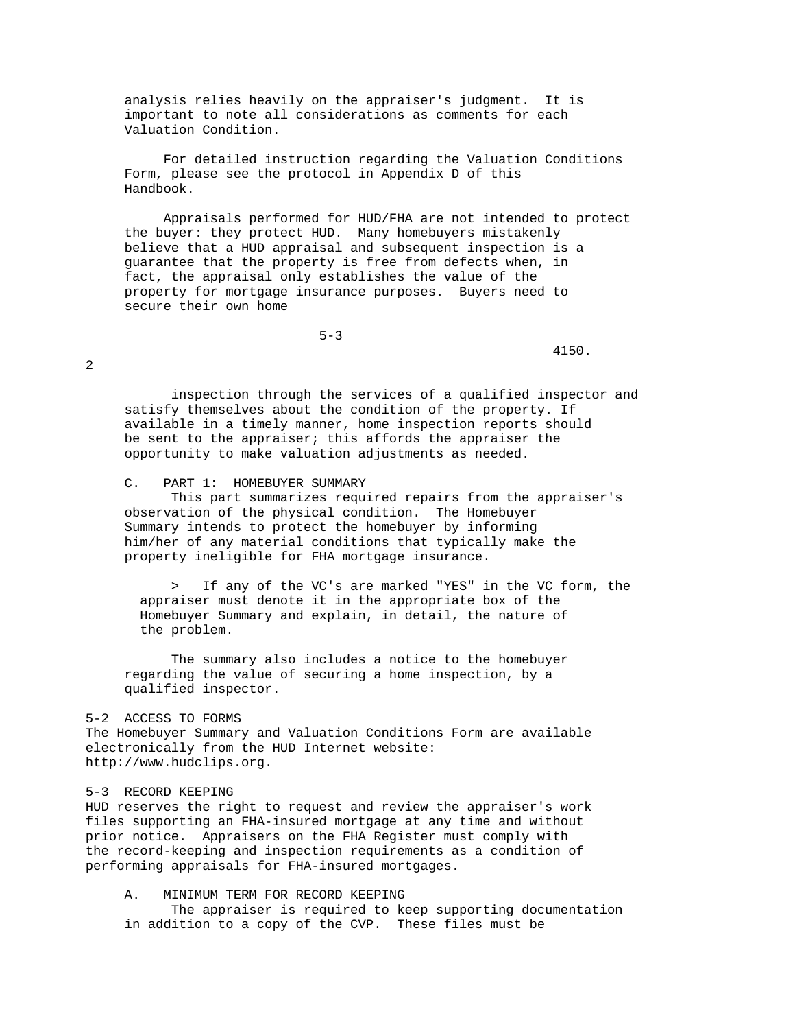analysis relies heavily on the appraiser's judgment. It is important to note all considerations as comments for each Valuation Condition.

For detailed instruction regarding the Valuation Conditions Form, please see the protocol in Appendix D of this Handbook.

Appraisals performed for HUD/FHA are not intended to protect the buyer: they protect HUD. Many homebuyers mistakenly believe that a HUD appraisal and subsequent inspection is a guarantee that the property is free from defects when, in fact, the appraisal only establishes the value of the property for mortgage insurance purposes. Buyers need to secure their own home inspection through the services of a qualified inspector and satisfy themselves about the condition of the property. If available in a timely manner, home inspection reports should be sent to the appraiser; this affords the appraiser the opportunity to make valuation adjustments as needed.

C. PART 1: HOMEBUYER SUMMARY

This part summarizes required repairs from the appraiser's observation of the physical condition. The Homebuyer Summary intends to protect the homebuyer by informing him/her of any material conditions that typically make the property ineligible for FHA mortgage insurance.

> If any of the VC's are marked "YES" in the VC form, the appraiser must denote it in the appropriate box of the Homebuyer Summary and explain, in detail, the nature of the problem.

The summary also includes a notice to the homebuyer regarding the value of securing a home inspection, by a qualified inspector.

## 5-2 ACCESS TO FORMS

The Homebuyer Summary and Valuation Conditions Form are available electronically from the HUD Internet website: http://www.hudclips.org.

## 5-3 RECORD KEEPING

HUD reserves the right to request and review the appraiser's work files supporting an FHA-insured mortgage at any time and without prior notice. Appraisers on the FHA Register must comply with the record-keeping and inspection requirements as a condition of performing appraisals for FHA-insured mortgages.

A. MINIMUM TERM FOR RECORD KEEPING

The appraiser is required to keep supporting documentation in addition to a copy of the CVP. These files must be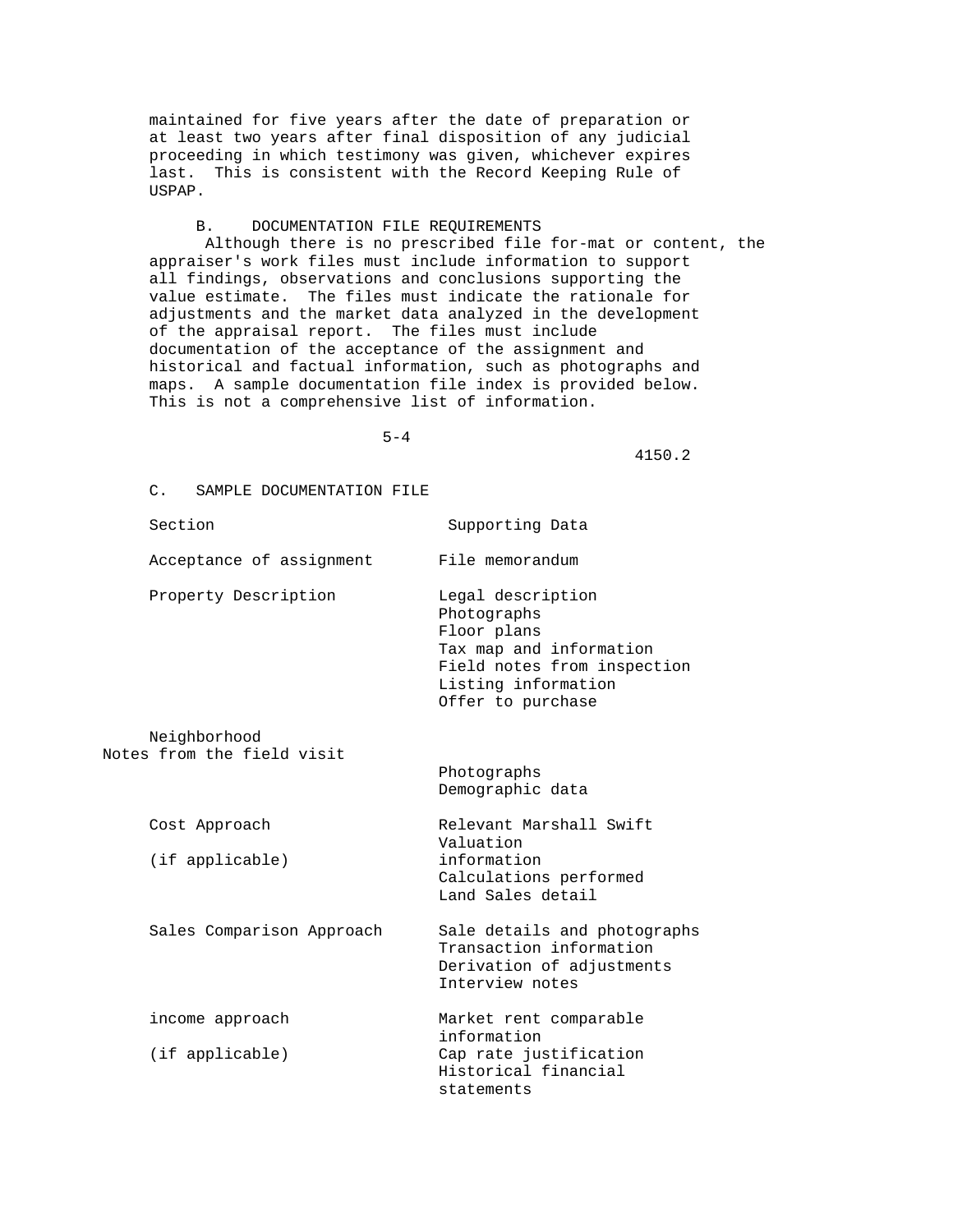maintained for five years after the date of preparation or at least two years after final disposition of any judicial proceeding in which testimony was given, whichever expires last. This is consistent with the Record Keeping Rule of USPAP.

### B. DOCUMENTATION FILE REQUIREMENTS

Although there is no prescribed file for-mat or content, the appraiser's work files must include information to support all findings, observations and conclusions supporting the value estimate. The files must indicate the rationale for adjustments and the market data analyzed in the development of the appraisal report. The files must include documentation of the acceptance of the assignment and historical and factual information, such as photographs and maps. A sample documentation file index is provided below. This is not a comprehensive list of information.

### C. SAMPLE DOCUMENTATION FILE

| Section | Supporting Data |
|---|---|
| Acceptance of assignment | File memorandum |
| Property Description | Legal description<br>Photographs<br>Floor plans<br>Tax map and information<br>Field notes from inspection<br>Listing information<br>Offer to purchase |
| Neighborhood | Notes from the field visit<br>Photographs<br>Demographic data |
| Cost Approach (if applicable) | Relevant Marshall Swift Valuation information<br>Calculations performed<br>Land Sales detail |
| Sales Comparison Approach | Sale details and photographs<br>Transaction information<br>Derivation of adjustments<br>Interview notes |
| income approach (if applicable) | Market rent comparable information<br>Cap rate justification<br>Historical financial statements |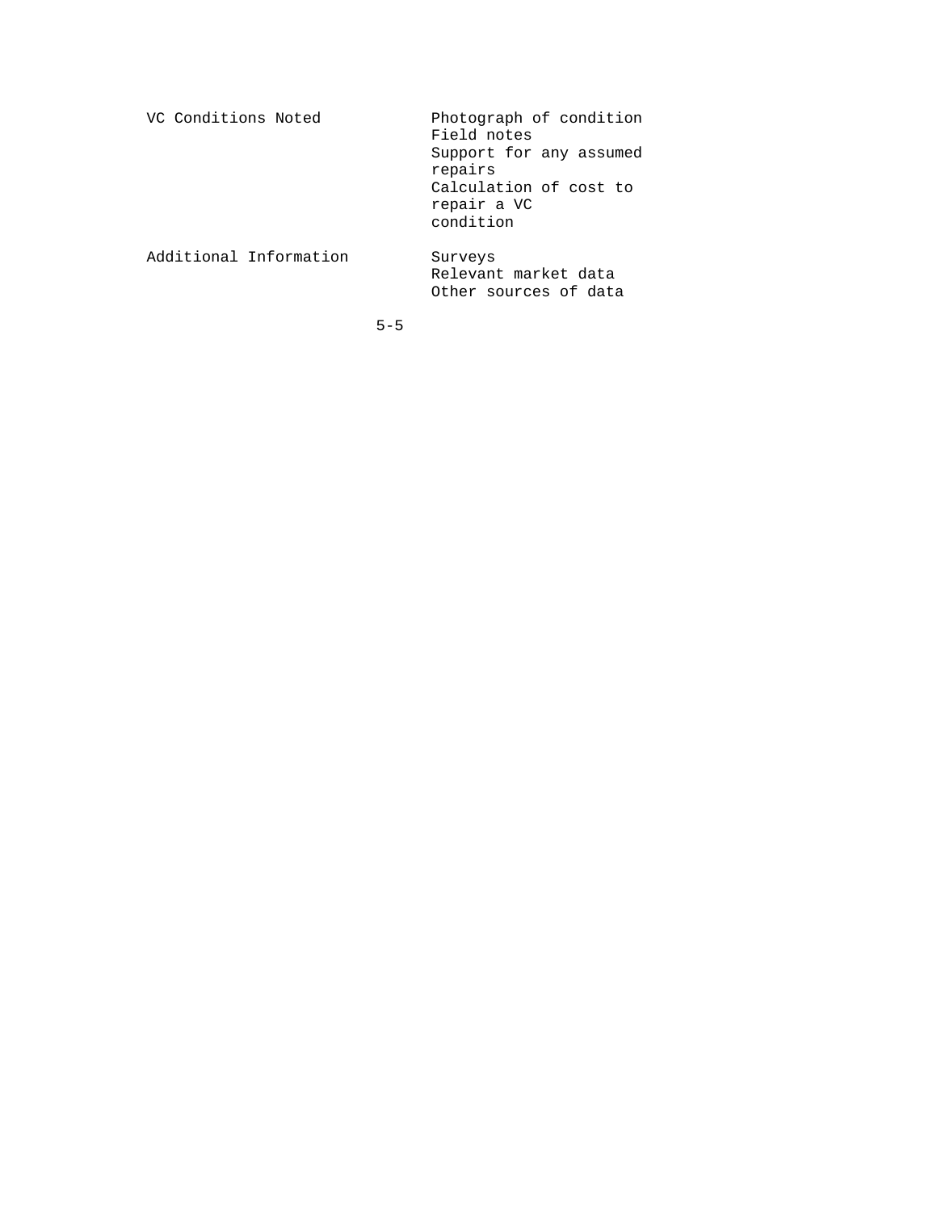| | |
|---|---|
| VC Conditions Noted | Photograph of condition<br>Field notes<br>Support for any assumed repairs<br>Calculation of cost to repair a VC condition |
| Additional Information | Surveys<br>Relevant market data<br>Other sources of data |